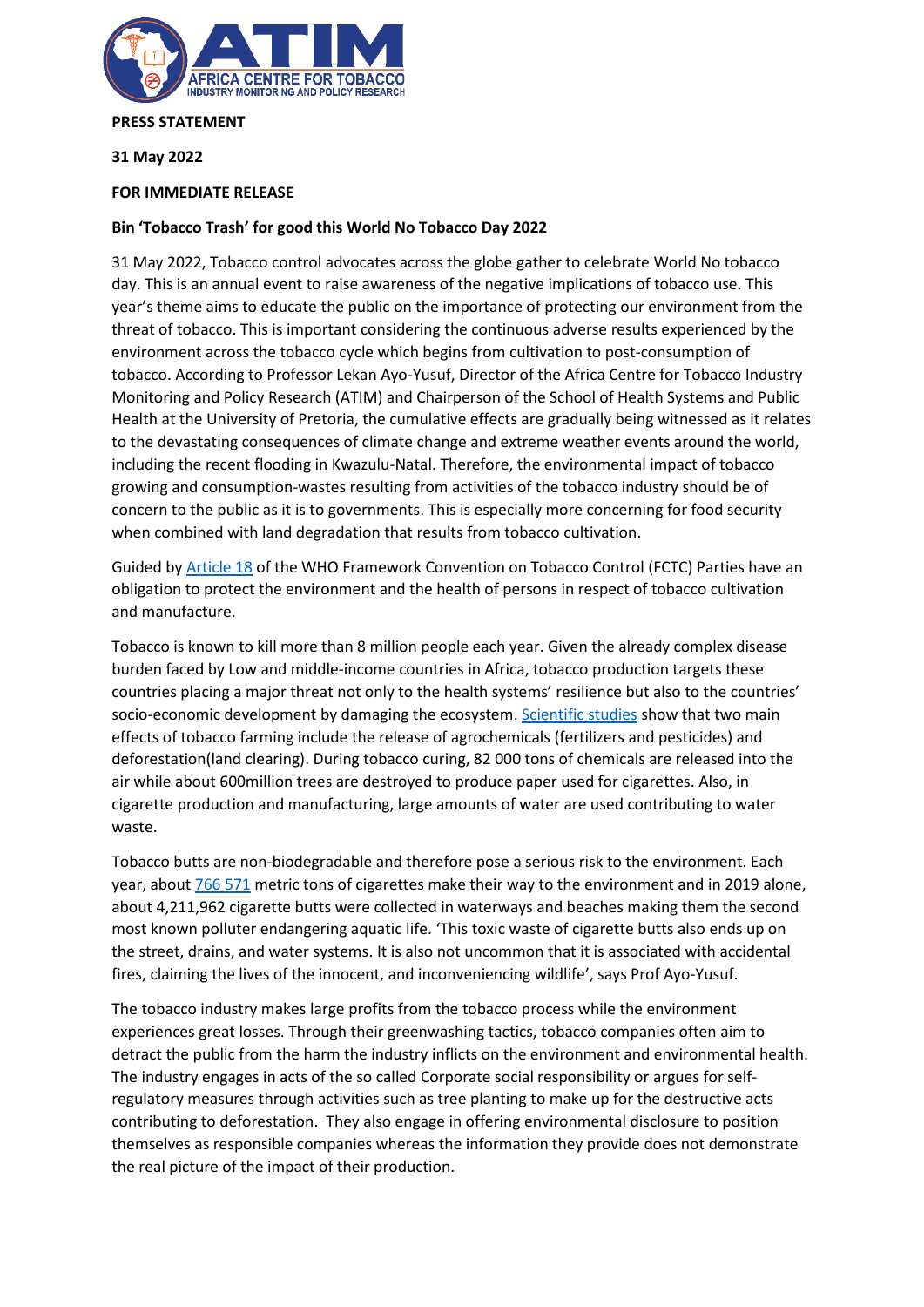**PRESS STATEMENT**

**31 May 2022**

**FOR IMMEDIATE RELEASE**

**Bin 'Tobacco Trash' for good this World No Tobacco Day 2022**

31 May 2022, Tobacco control advocates across the globe gather to celebrate World No tobacco day. This is an annual event to raise awareness of the negative implications of tobacco use. This year's theme aims to educate the public on the importance of protecting our environment from the threat of tobacco. This is important considering the continuous adverse results experienced by the environment across the tobacco cycle which begins from cultivation to post-consumption of tobacco. According to Professor Lekan Ayo-Yusuf, Director of the Africa Centre for Tobacco Industry Monitoring and Policy Research (ATIM) and Chairperson of the School of Health Systems and Public Health at the University of Pretoria, the cumulative effects are gradually being witnessed as it relates to the devastating consequences of climate change and extreme weather events around the world, including the recent flooding in Kwazulu-Natal. Therefore, the environmental impact of tobacco growing and consumption-wastes resulting from activities of the tobacco industry should be of concern to the public as it is to governments. This is especially more concerning for food security when combined with land degradation that results from tobacco cultivation.

Guided by Article 18 of the WHO Framework Convention on Tobacco Control (FCTC) Parties have an obligation to protect the environment and the health of persons in respect of tobacco cultivation and manufacture.

Tobacco is known to kill more than 8 million people each year. Given the already complex disease burden faced by Low and middle-income countries in Africa, tobacco production targets these countries placing a major threat not only to the health systems' resilience but also to the countries' socio-economic development by damaging the ecosystem. Scientific studies show that two main effects of tobacco farming include the release of agrochemicals (fertilizers and pesticides) and deforestation(land clearing). During tobacco curing, 82 000 tons of chemicals are released into the air while about 600million trees are destroyed to produce paper used for cigarettes. Also, in cigarette production and manufacturing, large amounts of water are used contributing to water waste.

Tobacco butts are non-biodegradable and therefore pose a serious risk to the environment. Each year, about 766 571 metric tons of cigarettes make their way to the environment and in 2019 alone, about 4,211,962 cigarette butts were collected in waterways and beaches making them the second most known polluter endangering aquatic life. 'This toxic waste of cigarette butts also ends up on the street, drains, and water systems. It is also not uncommon that it is associated with accidental fires, claiming the lives of the innocent, and inconveniencing wildlife', says Prof Ayo-Yusuf.

The tobacco industry makes large profits from the tobacco process while the environment experiences great losses. Through their greenwashing tactics, tobacco companies often aim to detract the public from the harm the industry inflicts on the environment and environmental health. The industry engages in acts of the so called Corporate social responsibility or argues for self-regulatory measures through activities such as tree planting to make up for the destructive acts contributing to deforestation. They also engage in offering environmental disclosure to position themselves as responsible companies whereas the information they provide does not demonstrate the real picture of the impact of their production.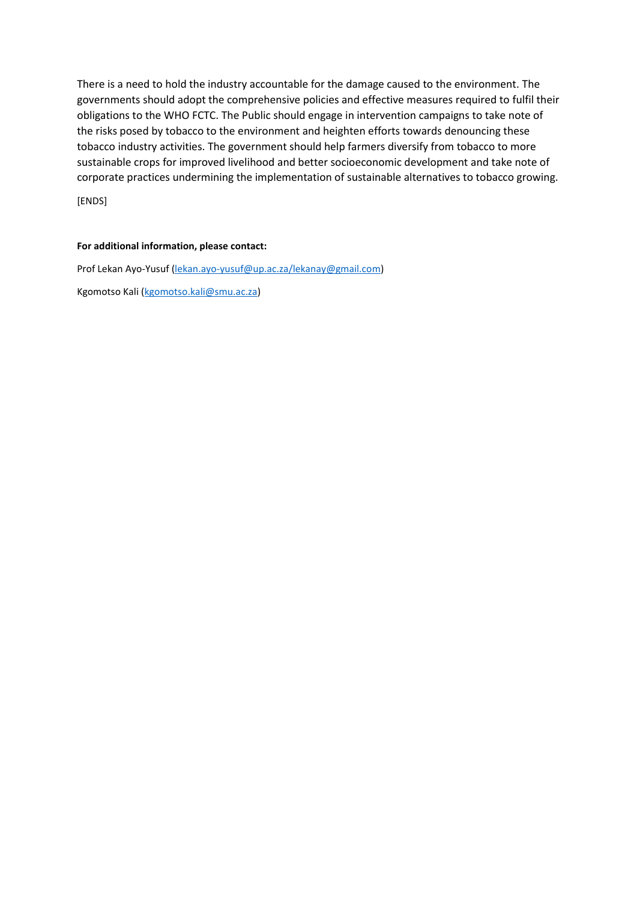There is a need to hold the industry accountable for the damage caused to the environment. The governments should adopt the comprehensive policies and effective measures required to fulfil their obligations to the WHO FCTC. The Public should engage in intervention campaigns to take note of the risks posed by tobacco to the environment and heighten efforts towards denouncing these tobacco industry activities. The government should help farmers diversify from tobacco to more sustainable crops for improved livelihood and better socioeconomic development and take note of corporate practices undermining the implementation of sustainable alternatives to tobacco growing.

[ENDS]

**For additional information, please contact:**

Prof Lekan Ayo-Yusuf (lekan.ayo-yusuf@up.ac.za/lekanay@gmail.com)

Kgomotso Kali (kgomotso.kali@smu.ac.za)